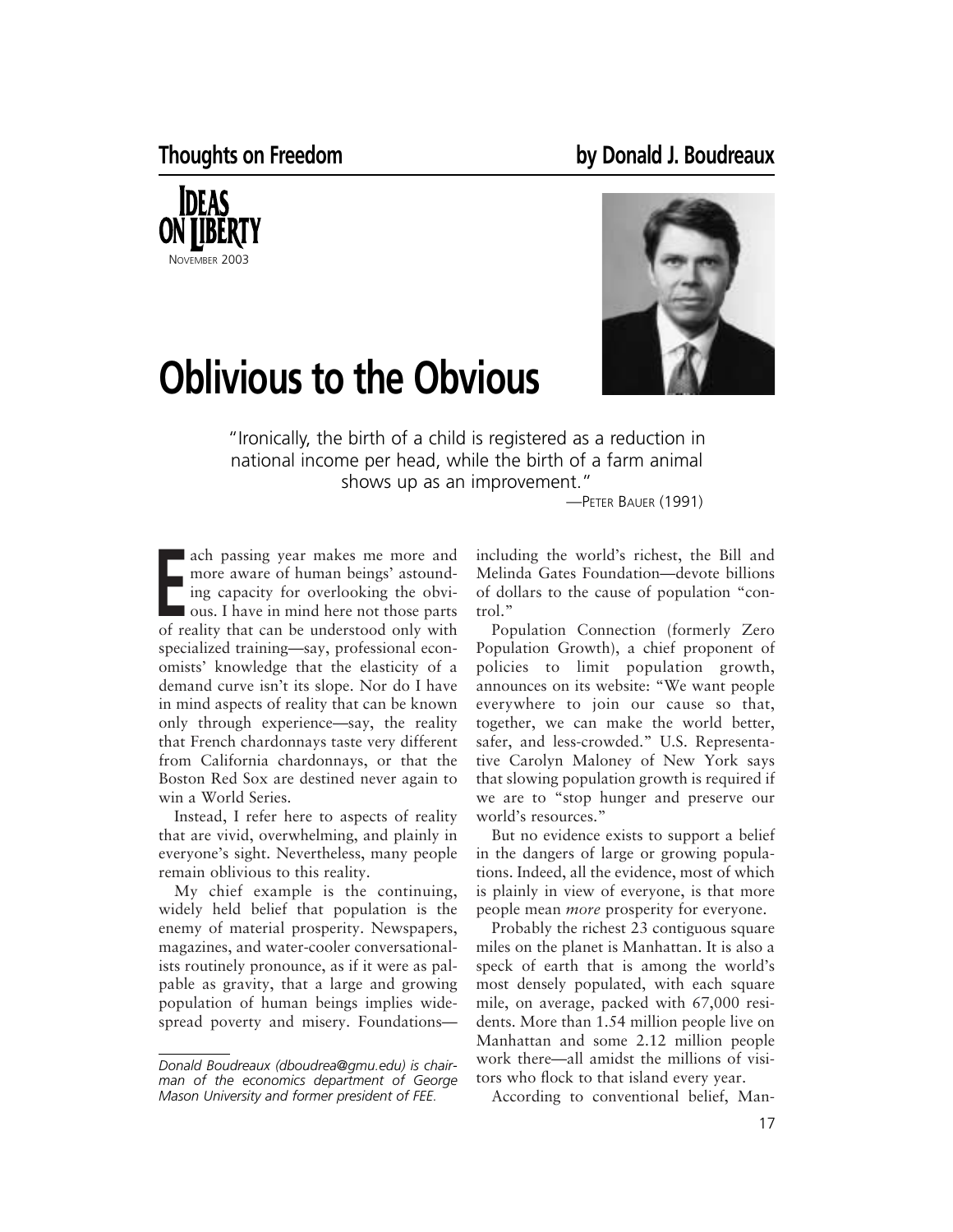Thoughts on Freedom — by Donald J. Boudreaux

IDEAS ON LIBERTY
NOVEMBER 2003

# Oblivious to the Obvious

> "Ironically, the birth of a child is registered as a reduction in national income per head, while the birth of a farm animal shows up as an improvement."
>
> —PETER BAUER (1991)

Each passing year makes me more and more aware of human beings' astounding capacity for overlooking the obvious. I have in mind here not those parts of reality that can be understood only with specialized training—say, professional economists' knowledge that the elasticity of a demand curve isn't its slope. Nor do I have in mind aspects of reality that can be known only through experience—say, the reality that French chardonnays taste very different from California chardonnays, or that the Boston Red Sox are destined never again to win a World Series.

Instead, I refer here to aspects of reality that are vivid, overwhelming, and plainly in everyone's sight. Nevertheless, many people remain oblivious to this reality.

My chief example is the continuing, widely held belief that population is the enemy of material prosperity. Newspapers, magazines, and water-cooler conversationalists routinely pronounce, as if it were as palpable as gravity, that a large and growing population of human beings implies widespread poverty and misery. Foundations—including the world's richest, the Bill and Melinda Gates Foundation—devote billions of dollars to the cause of population "control."

Population Connection (formerly Zero Population Growth), a chief proponent of policies to limit population growth, announces on its website: "We want people everywhere to join our cause so that, together, we can make the world better, safer, and less-crowded." U.S. Representative Carolyn Maloney of New York says that slowing population growth is required if we are to "stop hunger and preserve our world's resources."

But no evidence exists to support a belief in the dangers of large or growing populations. Indeed, all the evidence, most of which is plainly in view of everyone, is that more people mean *more* prosperity for everyone.

Probably the richest 23 contiguous square miles on the planet is Manhattan. It is also a speck of earth that is among the world's most densely populated, with each square mile, on average, packed with 67,000 residents. More than 1.54 million people live on Manhattan and some 2.12 million people work there—all amidst the millions of visitors who flock to that island every year.

According to conventional belief, Man-

---

*Donald Boudreaux (dboudrea@gmu.edu) is chairman of the economics department of George Mason University and former president of FEE.*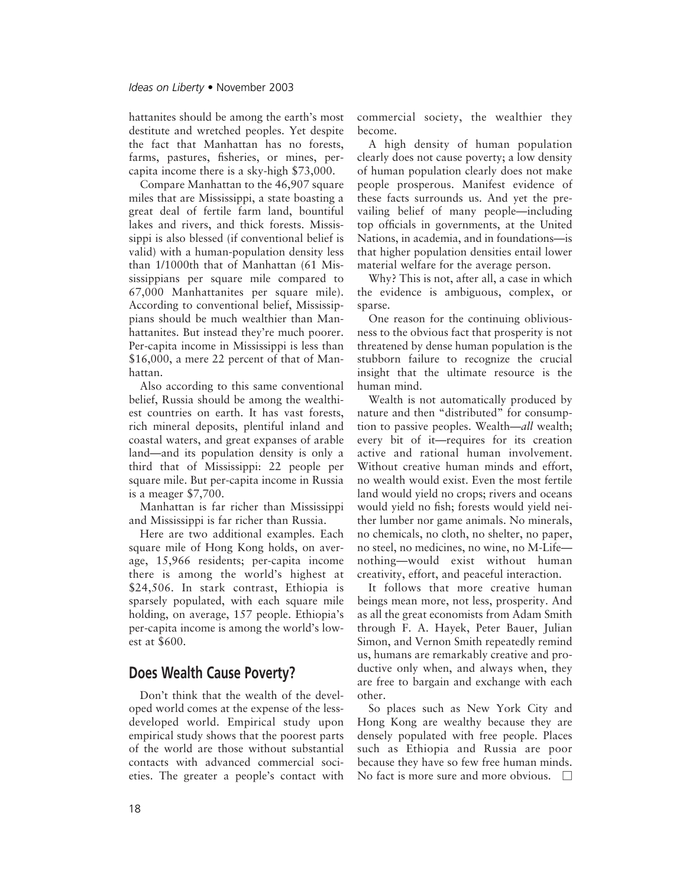hattanites should be among the earth's most destitute and wretched peoples. Yet despite the fact that Manhattan has no forests, farms, pastures, fisheries, or mines, per-capita income there is a sky-high $73,000.

Compare Manhattan to the 46,907 square miles that are Mississippi, a state boasting a great deal of fertile farm land, bountiful lakes and rivers, and thick forests. Mississippi is also blessed (if conventional belief is valid) with a human-population density less than 1/1000th that of Manhattan (61 Mississippians per square mile compared to 67,000 Manhattanites per square mile). According to conventional belief, Mississippians should be much wealthier than Manhattanites. But instead they're much poorer. Per-capita income in Mississippi is less than $16,000, a mere 22 percent of that of Manhattan.

Also according to this same conventional belief, Russia should be among the wealthiest countries on earth. It has vast forests, rich mineral deposits, plentiful inland and coastal waters, and great expanses of arable land—and its population density is only a third that of Mississippi: 22 people per square mile. But per-capita income in Russia is a meager $7,700.

Manhattan is far richer than Mississippi and Mississippi is far richer than Russia.

Here are two additional examples. Each square mile of Hong Kong holds, on average, 15,966 residents; per-capita income there is among the world's highest at $24,506. In stark contrast, Ethiopia is sparsely populated, with each square mile holding, on average, 157 people. Ethiopia's per-capita income is among the world's lowest at $600.

## Does Wealth Cause Poverty?

Don't think that the wealth of the developed world comes at the expense of the less-developed world. Empirical study upon empirical study shows that the poorest parts of the world are those without substantial contacts with advanced commercial societies. The greater a people's contact with commercial society, the wealthier they become.

A high density of human population clearly does not cause poverty; a low density of human population clearly does not make people prosperous. Manifest evidence of these facts surrounds us. And yet the prevailing belief of many people—including top officials in governments, at the United Nations, in academia, and in foundations—is that higher population densities entail lower material welfare for the average person.

Why? This is not, after all, a case in which the evidence is ambiguous, complex, or sparse.

One reason for the continuing obliviousness to the obvious fact that prosperity is not threatened by dense human population is the stubborn failure to recognize the crucial insight that the ultimate resource is the human mind.

Wealth is not automatically produced by nature and then "distributed" for consumption to passive peoples. Wealth—*all* wealth; every bit of it—requires for its creation active and rational human involvement. Without creative human minds and effort, no wealth would exist. Even the most fertile land would yield no crops; rivers and oceans would yield no fish; forests would yield neither lumber nor game animals. No minerals, no chemicals, no cloth, no shelter, no paper, no steel, no medicines, no wine, no M-Life—nothing—would exist without human creativity, effort, and peaceful interaction.

It follows that more creative human beings mean more, not less, prosperity. And as all the great economists from Adam Smith through F. A. Hayek, Peter Bauer, Julian Simon, and Vernon Smith repeatedly remind us, humans are remarkably creative and productive only when, and always when, they are free to bargain and exchange with each other.

So places such as New York City and Hong Kong are wealthy because they are densely populated with free people. Places such as Ethiopia and Russia are poor because they have so few free human minds. No fact is more sure and more obvious. □